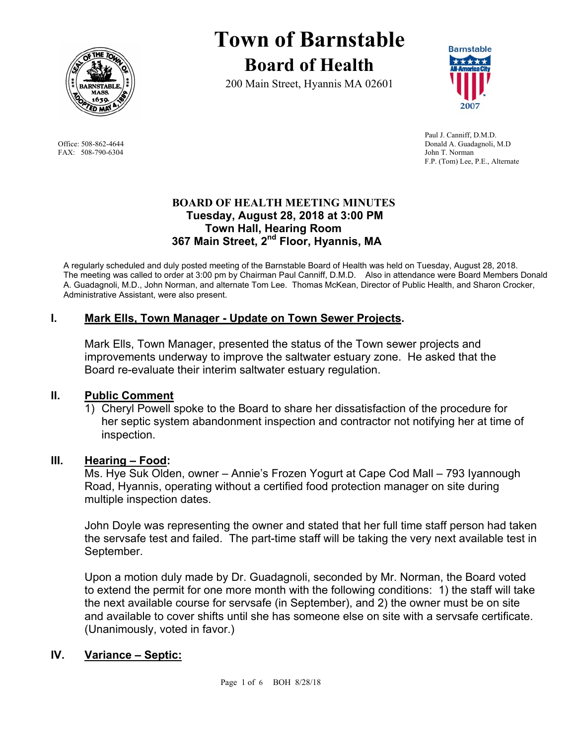# Town of Barnstable

## Board of Health

200 Main Street, Hyannis MA 02601

Office: 508-862-4644
FAX: 508-790-6304

Paul J. Canniff, D.M.D.
Donald A. Guadagnoli, M.D
John T. Norman
F.P. (Tom) Lee, P.E., Alternate

**BOARD OF HEALTH MEETING MINUTES**
**Tuesday, August 28, 2018 at 3:00 PM**
**Town Hall, Hearing Room**
**367 Main Street, 2nd Floor, Hyannis, MA**

A regularly scheduled and duly posted meeting of the Barnstable Board of Health was held on Tuesday, August 28, 2018. The meeting was called to order at 3:00 pm by Chairman Paul Canniff, D.M.D. Also in attendance were Board Members Donald A. Guadagnoli, M.D., John Norman, and alternate Tom Lee. Thomas McKean, Director of Public Health, and Sharon Crocker, Administrative Assistant, were also present.

## I. Mark Ells, Town Manager - Update on Town Sewer Projects.

Mark Ells, Town Manager, presented the status of the Town sewer projects and improvements underway to improve the saltwater estuary zone. He asked that the Board re-evaluate their interim saltwater estuary regulation.

## II. Public Comment

1) Cheryl Powell spoke to the Board to share her dissatisfaction of the procedure for her septic system abandonment inspection and contractor not notifying her at time of inspection.

## III. Hearing – Food:

Ms. Hye Suk Olden, owner – Annie's Frozen Yogurt at Cape Cod Mall – 793 Iyannough Road, Hyannis, operating without a certified food protection manager on site during multiple inspection dates.

John Doyle was representing the owner and stated that her full time staff person had taken the servsafe test and failed. The part-time staff will be taking the very next available test in September.

Upon a motion duly made by Dr. Guadagnoli, seconded by Mr. Norman, the Board voted to extend the permit for one more month with the following conditions: 1) the staff will take the next available course for servsafe (in September), and 2) the owner must be on site and available to cover shifts until she has someone else on site with a servsafe certificate. (Unanimously, voted in favor.)

## IV. Variance – Septic: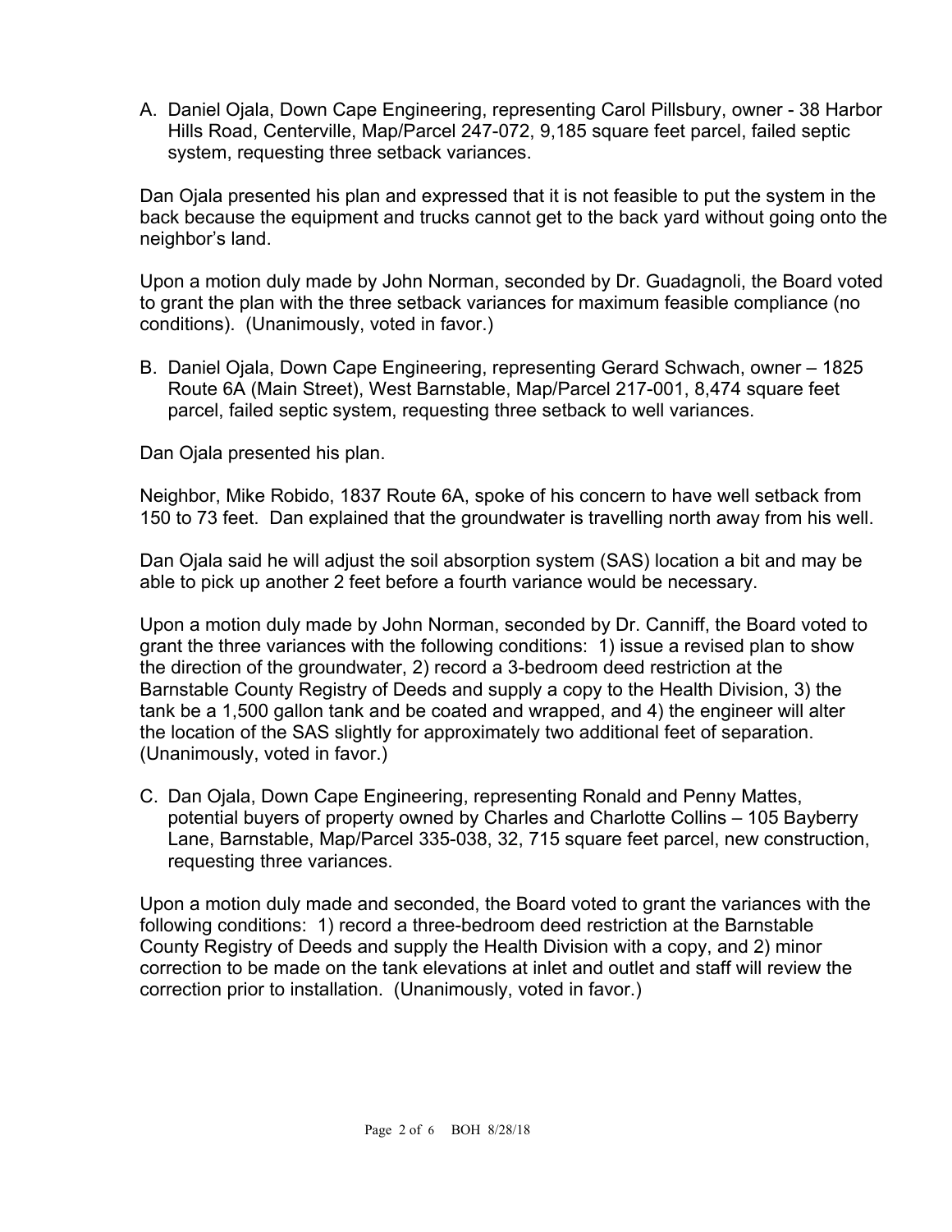A. Daniel Ojala, Down Cape Engineering, representing Carol Pillsbury, owner - 38 Harbor Hills Road, Centerville, Map/Parcel 247-072, 9,185 square feet parcel, failed septic system, requesting three setback variances.

Dan Ojala presented his plan and expressed that it is not feasible to put the system in the back because the equipment and trucks cannot get to the back yard without going onto the neighbor's land.

Upon a motion duly made by John Norman, seconded by Dr. Guadagnoli, the Board voted to grant the plan with the three setback variances for maximum feasible compliance (no conditions). (Unanimously, voted in favor.)

B. Daniel Ojala, Down Cape Engineering, representing Gerard Schwach, owner – 1825 Route 6A (Main Street), West Barnstable, Map/Parcel 217-001, 8,474 square feet parcel, failed septic system, requesting three setback to well variances.

Dan Ojala presented his plan.

Neighbor, Mike Robido, 1837 Route 6A, spoke of his concern to have well setback from 150 to 73 feet. Dan explained that the groundwater is travelling north away from his well.

Dan Ojala said he will adjust the soil absorption system (SAS) location a bit and may be able to pick up another 2 feet before a fourth variance would be necessary.

Upon a motion duly made by John Norman, seconded by Dr. Canniff, the Board voted to grant the three variances with the following conditions: 1) issue a revised plan to show the direction of the groundwater, 2) record a 3-bedroom deed restriction at the Barnstable County Registry of Deeds and supply a copy to the Health Division, 3) the tank be a 1,500 gallon tank and be coated and wrapped, and 4) the engineer will alter the location of the SAS slightly for approximately two additional feet of separation. (Unanimously, voted in favor.)

C. Dan Ojala, Down Cape Engineering, representing Ronald and Penny Mattes, potential buyers of property owned by Charles and Charlotte Collins – 105 Bayberry Lane, Barnstable, Map/Parcel 335-038, 32, 715 square feet parcel, new construction, requesting three variances.

Upon a motion duly made and seconded, the Board voted to grant the variances with the following conditions: 1) record a three-bedroom deed restriction at the Barnstable County Registry of Deeds and supply the Health Division with a copy, and 2) minor correction to be made on the tank elevations at inlet and outlet and staff will review the correction prior to installation. (Unanimously, voted in favor.)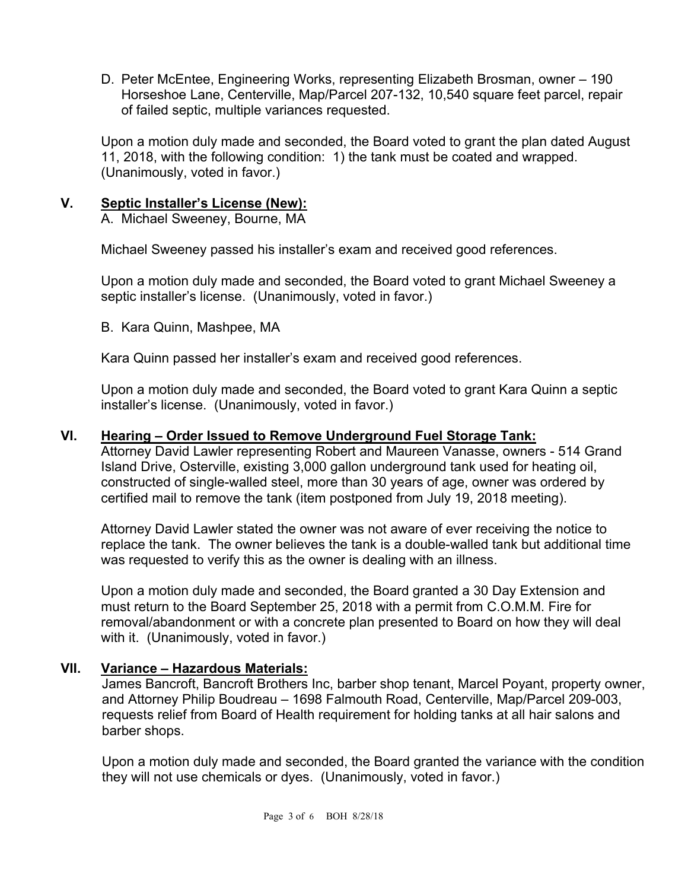D. Peter McEntee, Engineering Works, representing Elizabeth Brosman, owner – 190 Horseshoe Lane, Centerville, Map/Parcel 207-132, 10,540 square feet parcel, repair of failed septic, multiple variances requested.

Upon a motion duly made and seconded, the Board voted to grant the plan dated August 11, 2018, with the following condition: 1) the tank must be coated and wrapped. (Unanimously, voted in favor.)

## V. Septic Installer's License (New):

A. Michael Sweeney, Bourne, MA

Michael Sweeney passed his installer's exam and received good references.

Upon a motion duly made and seconded, the Board voted to grant Michael Sweeney a septic installer's license. (Unanimously, voted in favor.)

B. Kara Quinn, Mashpee, MA

Kara Quinn passed her installer's exam and received good references.

Upon a motion duly made and seconded, the Board voted to grant Kara Quinn a septic installer's license. (Unanimously, voted in favor.)

## VI. Hearing – Order Issued to Remove Underground Fuel Storage Tank:

Attorney David Lawler representing Robert and Maureen Vanasse, owners - 514 Grand Island Drive, Osterville, existing 3,000 gallon underground tank used for heating oil, constructed of single-walled steel, more than 30 years of age, owner was ordered by certified mail to remove the tank (item postponed from July 19, 2018 meeting).

Attorney David Lawler stated the owner was not aware of ever receiving the notice to replace the tank. The owner believes the tank is a double-walled tank but additional time was requested to verify this as the owner is dealing with an illness.

Upon a motion duly made and seconded, the Board granted a 30 Day Extension and must return to the Board September 25, 2018 with a permit from C.O.M.M. Fire for removal/abandonment or with a concrete plan presented to Board on how they will deal with it. (Unanimously, voted in favor.)

## VII. Variance – Hazardous Materials:

James Bancroft, Bancroft Brothers Inc, barber shop tenant, Marcel Poyant, property owner, and Attorney Philip Boudreau – 1698 Falmouth Road, Centerville, Map/Parcel 209-003, requests relief from Board of Health requirement for holding tanks at all hair salons and barber shops.

Upon a motion duly made and seconded, the Board granted the variance with the condition they will not use chemicals or dyes. (Unanimously, voted in favor.)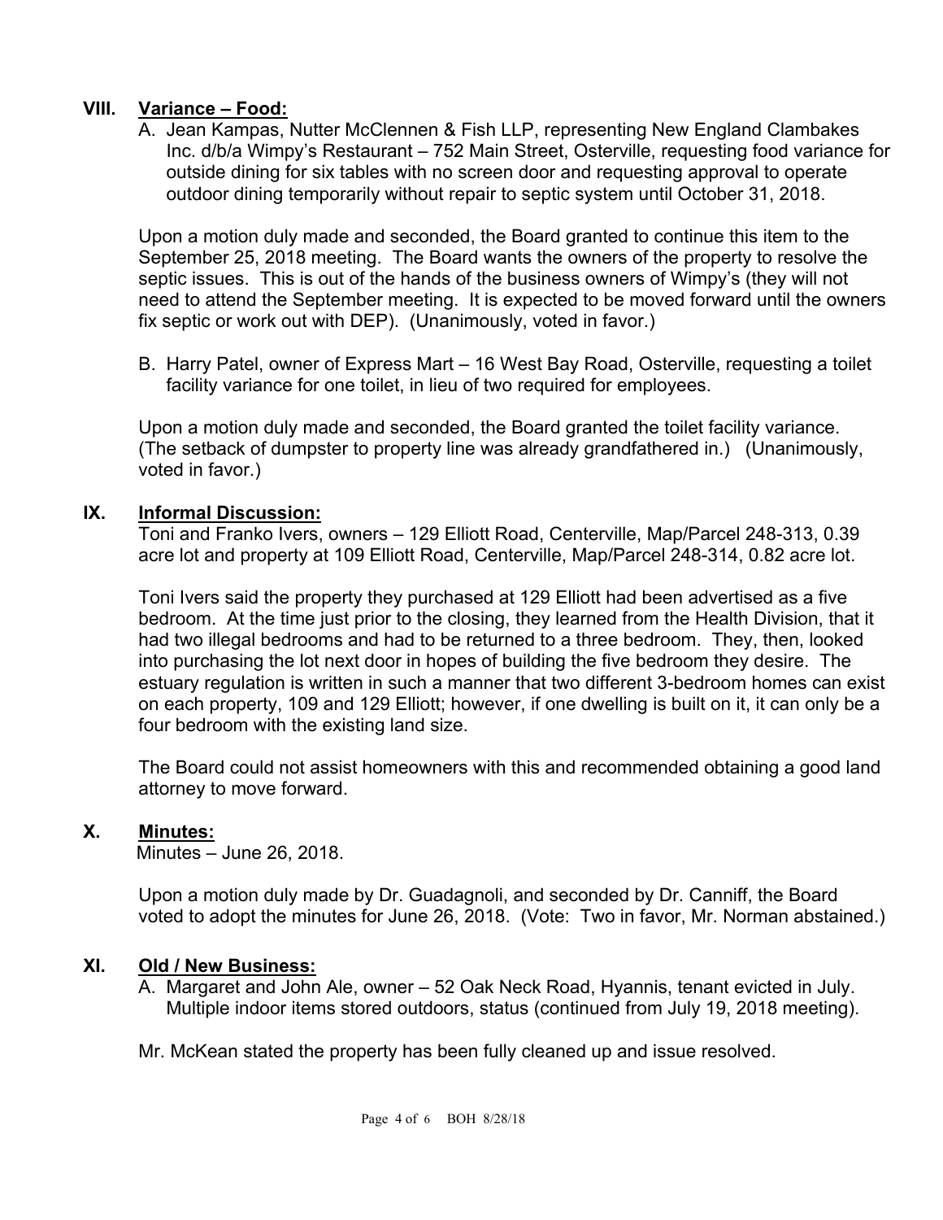## VIII. Variance – Food:

A. Jean Kampas, Nutter McClennen & Fish LLP, representing New England Clambakes Inc. d/b/a Wimpy's Restaurant – 752 Main Street, Osterville, requesting food variance for outside dining for six tables with no screen door and requesting approval to operate outdoor dining temporarily without repair to septic system until October 31, 2018.

Upon a motion duly made and seconded, the Board granted to continue this item to the September 25, 2018 meeting. The Board wants the owners of the property to resolve the septic issues. This is out of the hands of the business owners of Wimpy's (they will not need to attend the September meeting. It is expected to be moved forward until the owners fix septic or work out with DEP). (Unanimously, voted in favor.)

B. Harry Patel, owner of Express Mart – 16 West Bay Road, Osterville, requesting a toilet facility variance for one toilet, in lieu of two required for employees.

Upon a motion duly made and seconded, the Board granted the toilet facility variance. (The setback of dumpster to property line was already grandfathered in.) (Unanimously, voted in favor.)

## IX. Informal Discussion:

Toni and Franko Ivers, owners – 129 Elliott Road, Centerville, Map/Parcel 248-313, 0.39 acre lot and property at 109 Elliott Road, Centerville, Map/Parcel 248-314, 0.82 acre lot.

Toni Ivers said the property they purchased at 129 Elliott had been advertised as a five bedroom. At the time just prior to the closing, they learned from the Health Division, that it had two illegal bedrooms and had to be returned to a three bedroom. They, then, looked into purchasing the lot next door in hopes of building the five bedroom they desire. The estuary regulation is written in such a manner that two different 3-bedroom homes can exist on each property, 109 and 129 Elliott; however, if one dwelling is built on it, it can only be a four bedroom with the existing land size.

The Board could not assist homeowners with this and recommended obtaining a good land attorney to move forward.

## X. Minutes:

Minutes – June 26, 2018.

Upon a motion duly made by Dr. Guadagnoli, and seconded by Dr. Canniff, the Board voted to adopt the minutes for June 26, 2018. (Vote: Two in favor, Mr. Norman abstained.)

## XI. Old / New Business:

A. Margaret and John Ale, owner – 52 Oak Neck Road, Hyannis, tenant evicted in July. Multiple indoor items stored outdoors, status (continued from July 19, 2018 meeting).

Mr. McKean stated the property has been fully cleaned up and issue resolved.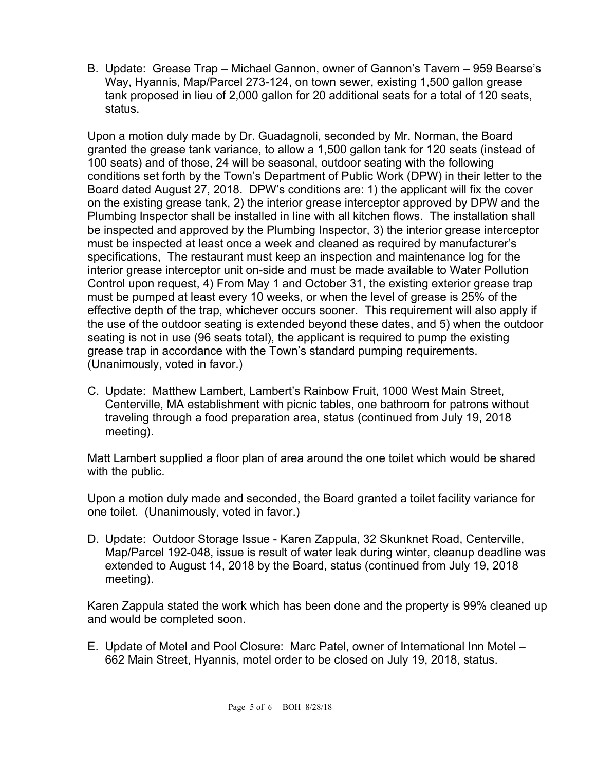B. Update: Grease Trap – Michael Gannon, owner of Gannon's Tavern – 959 Bearse's Way, Hyannis, Map/Parcel 273-124, on town sewer, existing 1,500 gallon grease tank proposed in lieu of 2,000 gallon for 20 additional seats for a total of 120 seats, status.

Upon a motion duly made by Dr. Guadagnoli, seconded by Mr. Norman, the Board granted the grease tank variance, to allow a 1,500 gallon tank for 120 seats (instead of 100 seats) and of those, 24 will be seasonal, outdoor seating with the following conditions set forth by the Town's Department of Public Work (DPW) in their letter to the Board dated August 27, 2018. DPW's conditions are: 1) the applicant will fix the cover on the existing grease tank, 2) the interior grease interceptor approved by DPW and the Plumbing Inspector shall be installed in line with all kitchen flows. The installation shall be inspected and approved by the Plumbing Inspector, 3) the interior grease interceptor must be inspected at least once a week and cleaned as required by manufacturer's specifications, The restaurant must keep an inspection and maintenance log for the interior grease interceptor unit on-side and must be made available to Water Pollution Control upon request, 4) From May 1 and October 31, the existing exterior grease trap must be pumped at least every 10 weeks, or when the level of grease is 25% of the effective depth of the trap, whichever occurs sooner. This requirement will also apply if the use of the outdoor seating is extended beyond these dates, and 5) when the outdoor seating is not in use (96 seats total), the applicant is required to pump the existing grease trap in accordance with the Town's standard pumping requirements. (Unanimously, voted in favor.)

C. Update: Matthew Lambert, Lambert's Rainbow Fruit, 1000 West Main Street, Centerville, MA establishment with picnic tables, one bathroom for patrons without traveling through a food preparation area, status (continued from July 19, 2018 meeting).

Matt Lambert supplied a floor plan of area around the one toilet which would be shared with the public.

Upon a motion duly made and seconded, the Board granted a toilet facility variance for one toilet. (Unanimously, voted in favor.)

D. Update: Outdoor Storage Issue - Karen Zappula, 32 Skunknet Road, Centerville, Map/Parcel 192-048, issue is result of water leak during winter, cleanup deadline was extended to August 14, 2018 by the Board, status (continued from July 19, 2018 meeting).

Karen Zappula stated the work which has been done and the property is 99% cleaned up and would be completed soon.

E. Update of Motel and Pool Closure: Marc Patel, owner of International Inn Motel – 662 Main Street, Hyannis, motel order to be closed on July 19, 2018, status.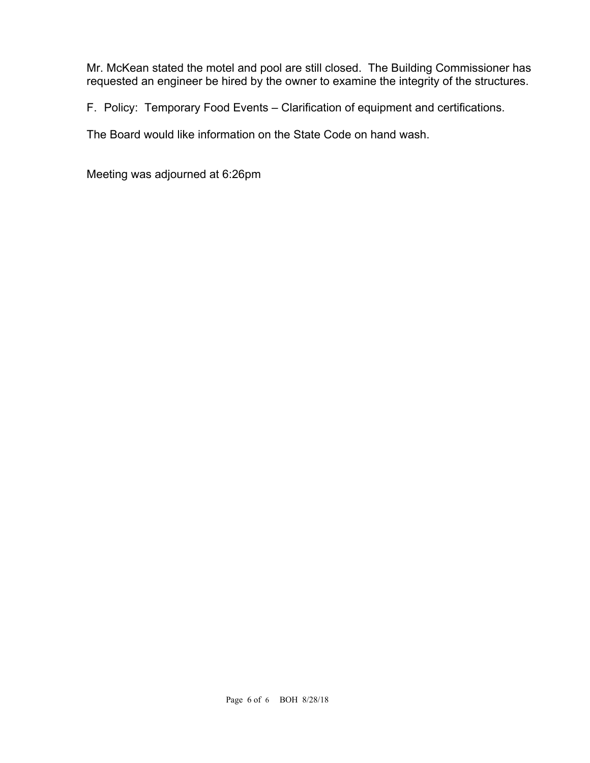Mr. McKean stated the motel and pool are still closed. The Building Commissioner has requested an engineer be hired by the owner to examine the integrity of the structures.

F. Policy: Temporary Food Events – Clarification of equipment and certifications.

The Board would like information on the State Code on hand wash.

Meeting was adjourned at 6:26pm